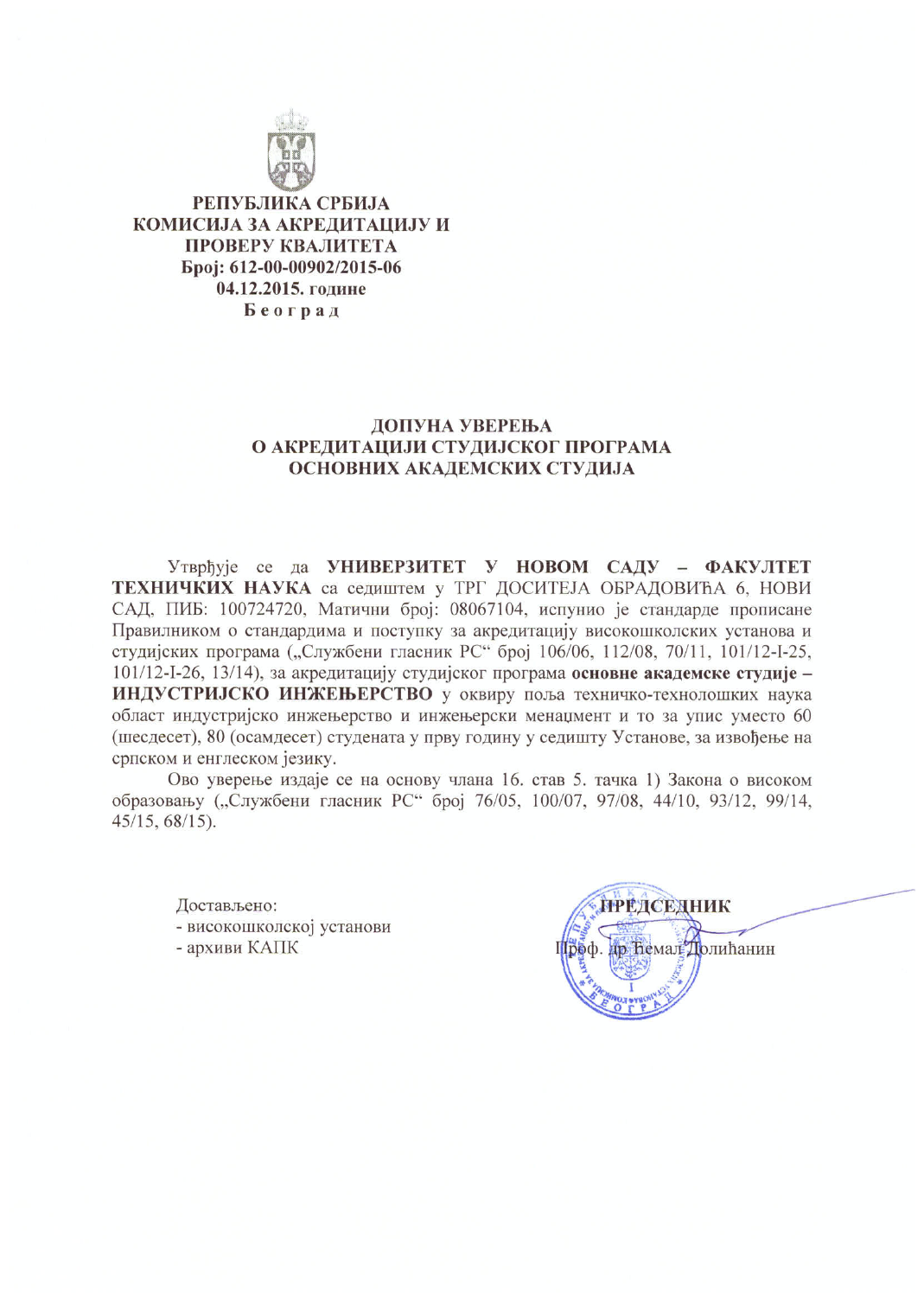**РЕПУБЛИКА СРБИЈА**
**КОМИСИЈА ЗА АКРЕДИТАЦИЈУ И ПРОВЕРУ КВАЛИТЕТА**
**Број: 612-00-00902/2015-06**
**04.12.2015. године**
**Београд**

# ДОПУНА УВЕРЕЊА О АКРЕДИТАЦИЈИ СТУДИЈСКОГ ПРОГРАМА ОСНОВНИХ АКАДЕМСКИХ СТУДИЈА

Утврђује се да **УНИВЕРЗИТЕТ У НОВОМ САДУ – ФАКУЛТЕТ ТЕХНИЧКИХ НАУКА** са седиштем у ТРГ ДОСИТЕЈА ОБРАДОВИЋА 6, НОВИ САД, ПИБ: 100724720, Матични број: 08067104, испунио је стандарде прописане Правилником о стандардима и поступку за акредитацију високошколских установа и студијских програма („Службени гласник РС" број 106/06, 112/08, 70/11, 101/12-I-25, 101/12-I-26, 13/14), за акредитацију студијског програма **основне академске студије – ИНДУСТРИЈСКО ИНЖЕЊЕРСТВО** у оквиру поља техничко-технолошких наука област индустријско инжењерство и инжењерски менаџмент и то за упис уместо 60 (шесдесет), 80 (осамдесет) студената у прву годину у седишту Установе, за извођење на српском и енглеском језику.

Ово уверење издаје се на основу члана 16. став 5. тачка 1) Закона о високом образовању („Службени гласник РС" број 76/05, 100/07, 97/08, 44/10, 93/12, 99/14, 45/15, 68/15).

Достављено:
- високошколској установи
- архиви КАПК

**ПРЕДСЕДНИК**
Проф. др Ћемал Долићанин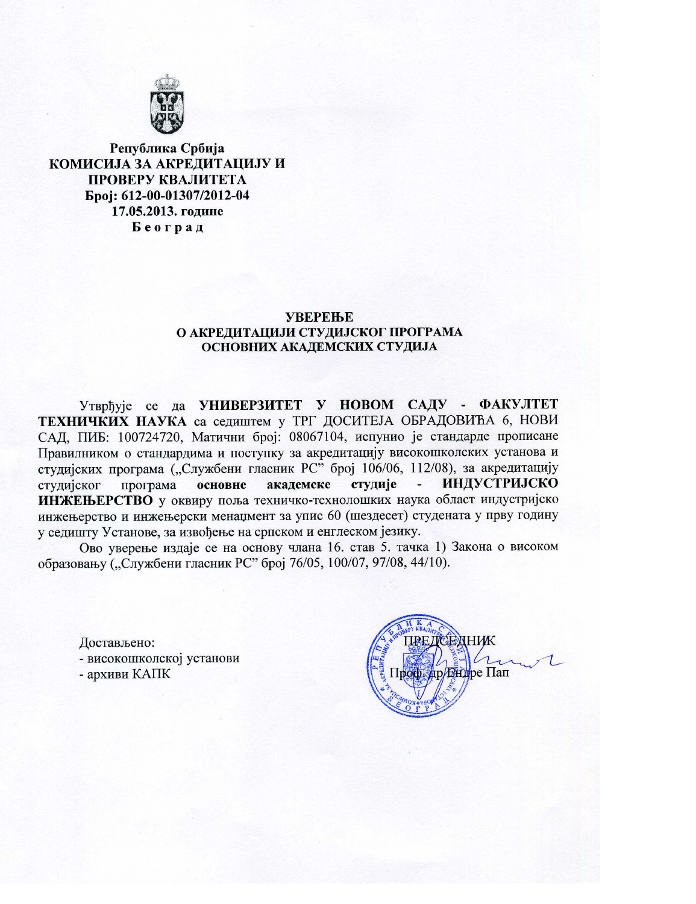Република Србија
**КОМИСИЈА ЗА АКРЕДИТАЦИЈУ И ПРОВЕРУ КВАЛИТЕТА**
**Број: 612-00-01307/2012-04**
**17.05.2013. године**
**Б е о г р а д**

## УВЕРЕЊЕ
## О АКРЕДИТАЦИЈИ СТУДИЈСКОГ ПРОГРАМА ОСНОВНИХ АКАДЕМСКИХ СТУДИЈА

Утврђује се да **УНИВЕРЗИТЕТ У НОВОМ САДУ - ФАКУЛТЕТ ТЕХНИЧКИХ НАУКА** са седиштем у ТРГ ДОСИТЕЈА ОБРАДОВИЋА 6, НОВИ САД, ПИБ: 100724720, Матични број: 08067104, испунио је стандарде прописане Правилником о стандардима и поступку за акредитацију високошколских установа и студијских програма („Службени гласник РС" број 106/06, 112/08), за акредитацију студијског програма **основне академске студије - ИНДУСТРИЈСКО ИНЖЕЊЕРСТВО** у оквиру поља техничко-технолошких наука област индустријско инжењерство и инжењерски менаџмент за упис 60 (шездесет) студената у прву годину у седишту Установе, за извођење на српском и енглеском језику.

Ово уверење издаје се на основу члана 16. став 5. тачка 1) Закона о високом образовању („Службени гласник РС" број 76/05, 100/07, 97/08, 44/10).

Достављено:
- високошколској установи
- архиви КАПК

ПРЕДСЕДНИК
Проф. др Ендре Пап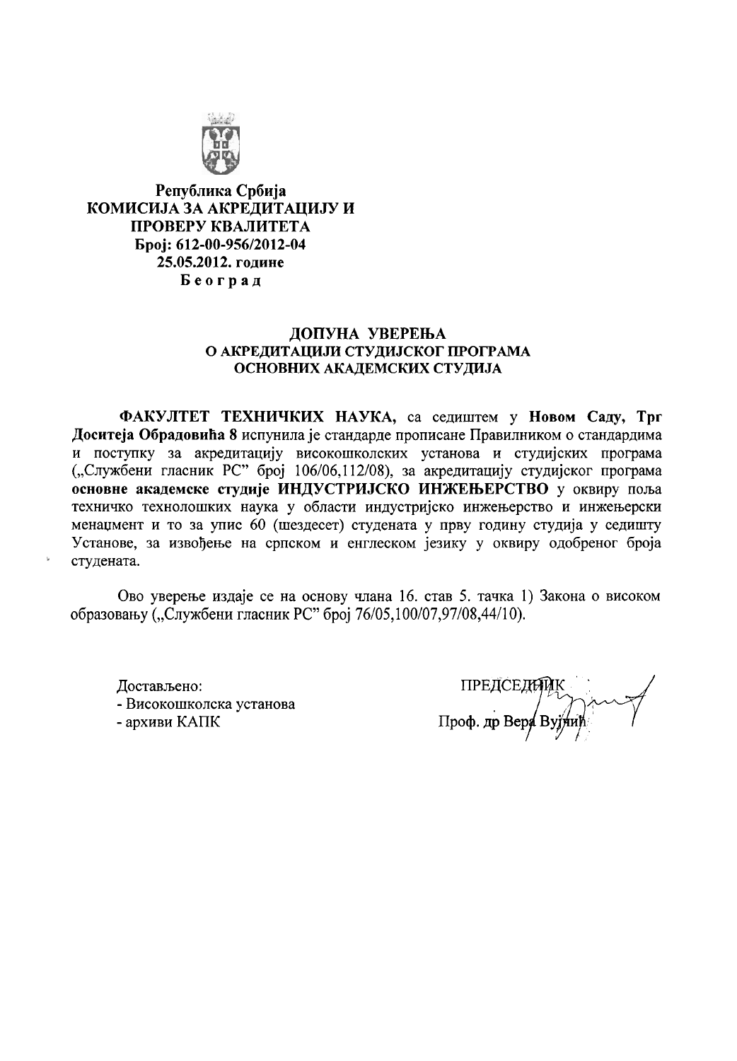Република Србија
**КОМИСИЈА ЗА АКРЕДИТАЦИЈУ И ПРОВЕРУ КВАЛИТЕТА**
**Број: 612-00-956/2012-04**
**25.05.2012. године**
**Б е о г р а д**

## ДОПУНА УВЕРЕЊА
## О АКРЕДИТАЦИЈИ СТУДИЈСКОГ ПРОГРАМА
## ОСНОВНИХ АКАДЕМСКИХ СТУДИЈА

**ФАКУЛТЕТ ТЕХНИЧКИХ НАУКА,** са седиштем у **Новом Саду, Трг Доситеја Обрадовића 8** испунила је стандарде прописане Правилником о стандардима и поступку за акредитацију високошколских установа и студијских програма („Службени гласник РС" број 106/06,112/08), за акредитацију студијског програма **основне академске студије ИНДУСТРИЈСКО ИНЖЕЊЕРСТВО** у оквиру поља техничко технолошких наука у области индустријско инжењерство и инжењерски менаџмент и то за упис 60 (шездесет) студената у прву годину студија у седишту Установе, за извођење на српском и енглеском језику у оквиру одобреног броја студената.

Ово уверење издаје се на основу члана 16. став 5. тачка 1) Закона о високом образовању („Службени гласник РС" број 76/05,100/07,97/08,44/10).

Достављено:
- Високошколска установа
- архиви КАПК

ПРЕДСЕДНИК
Проф. др Вера Вујчић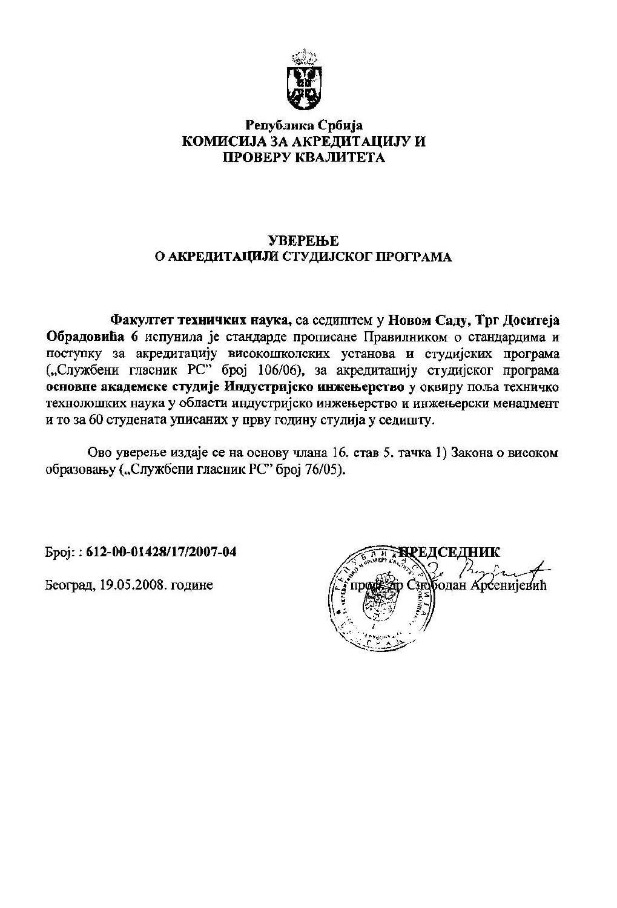Република Србија
**КОМИСИЈА ЗА АКРЕДИТАЦИЈУ И ПРОВЕРУ КВАЛИТЕТА**

**УВЕРЕЊЕ**
**О АКРЕДИТАЦИЈИ СТУДИЈСКОГ ПРОГРАМА**

**Факултет техничких наука**, са седиштем у **Новом Саду, Трг Доситеја Обрадовића 6** испунила је стандарде прописане Правилником о стандардима и поступку за акредитацију високошколских установа и студијских програма („Службени гласник РС" број 106/06), за акредитацију студијског програма **основне академске студије Индустријско инжењерство** у оквиру поља техничко технолошких наука у области индустријско инжењерство и инжењерски менаџмент и то за 60 студената уписаних у прву годину студија у седишту.

Ово уверење издаје се на основу члана 16. став 5. тачка 1) Закона о високом образовању („Службени гласник РС" број 76/05).

Број: : **612-00-01428/17/2007-04**

Београд, 19.05.2008. године

**ПРЕДСЕДНИК**

проф. др Слободан Арсенијевић